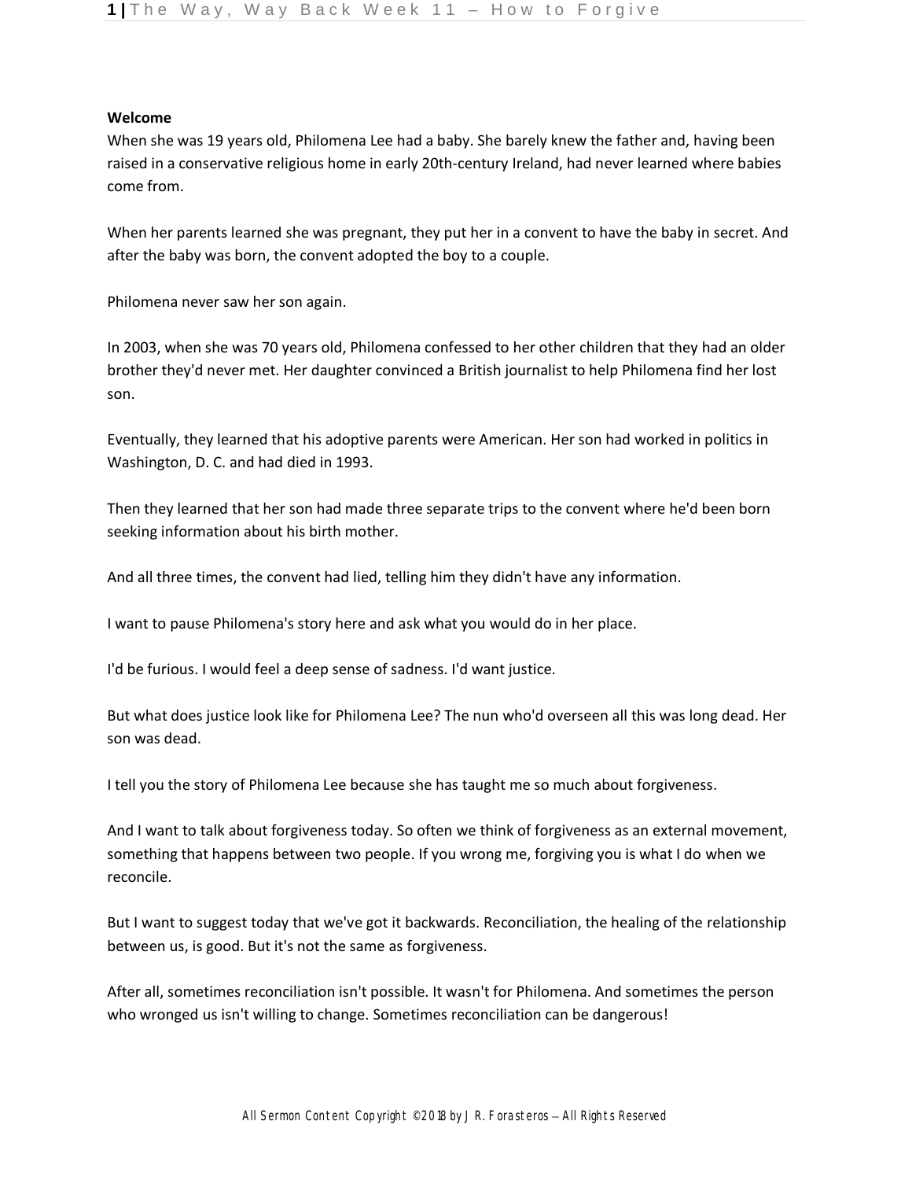**Welcome**

When she was 19 years old, Philomena Lee had a baby. She barely knew the father and, having been raised in a conservative religious home in early 20th-century Ireland, had never learned where babies come from.

When her parents learned she was pregnant, they put her in a convent to have the baby in secret. And after the baby was born, the convent adopted the boy to a couple.

Philomena never saw her son again.

In 2003, when she was 70 years old, Philomena confessed to her other children that they had an older brother they'd never met. Her daughter convinced a British journalist to help Philomena find her lost son.

Eventually, they learned that his adoptive parents were American. Her son had worked in politics in Washington, D. C. and had died in 1993.

Then they learned that her son had made three separate trips to the convent where he'd been born seeking information about his birth mother.

And all three times, the convent had lied, telling him they didn't have any information.

I want to pause Philomena's story here and ask what you would do in her place.

I'd be furious. I would feel a deep sense of sadness. I'd want justice.

But what does justice look like for Philomena Lee? The nun who'd overseen all this was long dead. Her son was dead.

I tell you the story of Philomena Lee because she has taught me so much about forgiveness.

And I want to talk about forgiveness today. So often we think of forgiveness as an external movement, something that happens between two people. If you wrong me, forgiving you is what I do when we reconcile.

But I want to suggest today that we've got it backwards. Reconciliation, the healing of the relationship between us, is good. But it's not the same as forgiveness.

After all, sometimes reconciliation isn't possible. It wasn't for Philomena. And sometimes the person who wronged us isn't willing to change. Sometimes reconciliation can be dangerous!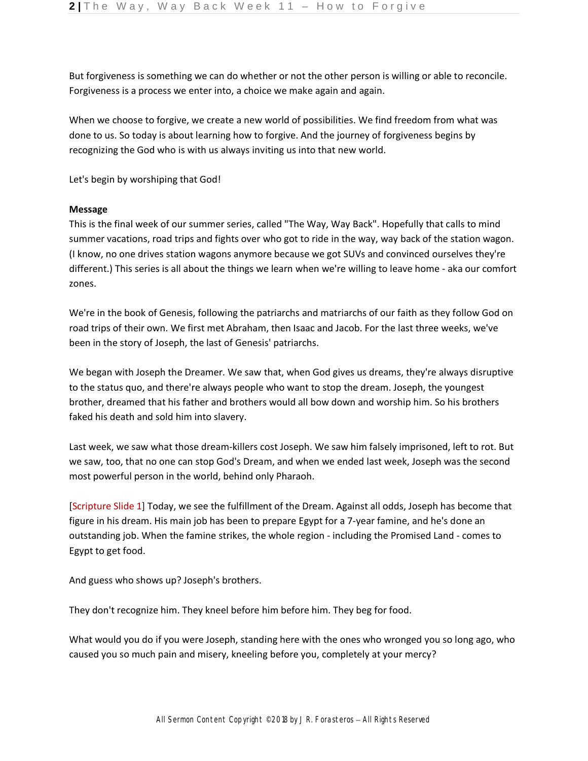But forgiveness is something we can do whether or not the other person is willing or able to reconcile. Forgiveness is a process we enter into, a choice we make again and again.

When we choose to forgive, we create a new world of possibilities. We find freedom from what was done to us. So today is about learning how to forgive. And the journey of forgiveness begins by recognizing the God who is with us always inviting us into that new world.

Let's begin by worshiping that God!

**Message**

This is the final week of our summer series, called "The Way, Way Back". Hopefully that calls to mind summer vacations, road trips and fights over who got to ride in the way, way back of the station wagon. (I know, no one drives station wagons anymore because we got SUVs and convinced ourselves they're different.) This series is all about the things we learn when we're willing to leave home - aka our comfort zones.

We're in the book of Genesis, following the patriarchs and matriarchs of our faith as they follow God on road trips of their own. We first met Abraham, then Isaac and Jacob. For the last three weeks, we've been in the story of Joseph, the last of Genesis' patriarchs.

We began with Joseph the Dreamer. We saw that, when God gives us dreams, they're always disruptive to the status quo, and there're always people who want to stop the dream. Joseph, the youngest brother, dreamed that his father and brothers would all bow down and worship him. So his brothers faked his death and sold him into slavery.

Last week, we saw what those dream-killers cost Joseph. We saw him falsely imprisoned, left to rot. But we saw, too, that no one can stop God's Dream, and when we ended last week, Joseph was the second most powerful person in the world, behind only Pharaoh.

[Scripture Slide 1] Today, we see the fulfillment of the Dream. Against all odds, Joseph has become that figure in his dream. His main job has been to prepare Egypt for a 7-year famine, and he's done an outstanding job. When the famine strikes, the whole region - including the Promised Land - comes to Egypt to get food.

And guess who shows up? Joseph's brothers.

They don't recognize him. They kneel before him before him. They beg for food.

What would you do if you were Joseph, standing here with the ones who wronged you so long ago, who caused you so much pain and misery, kneeling before you, completely at your mercy?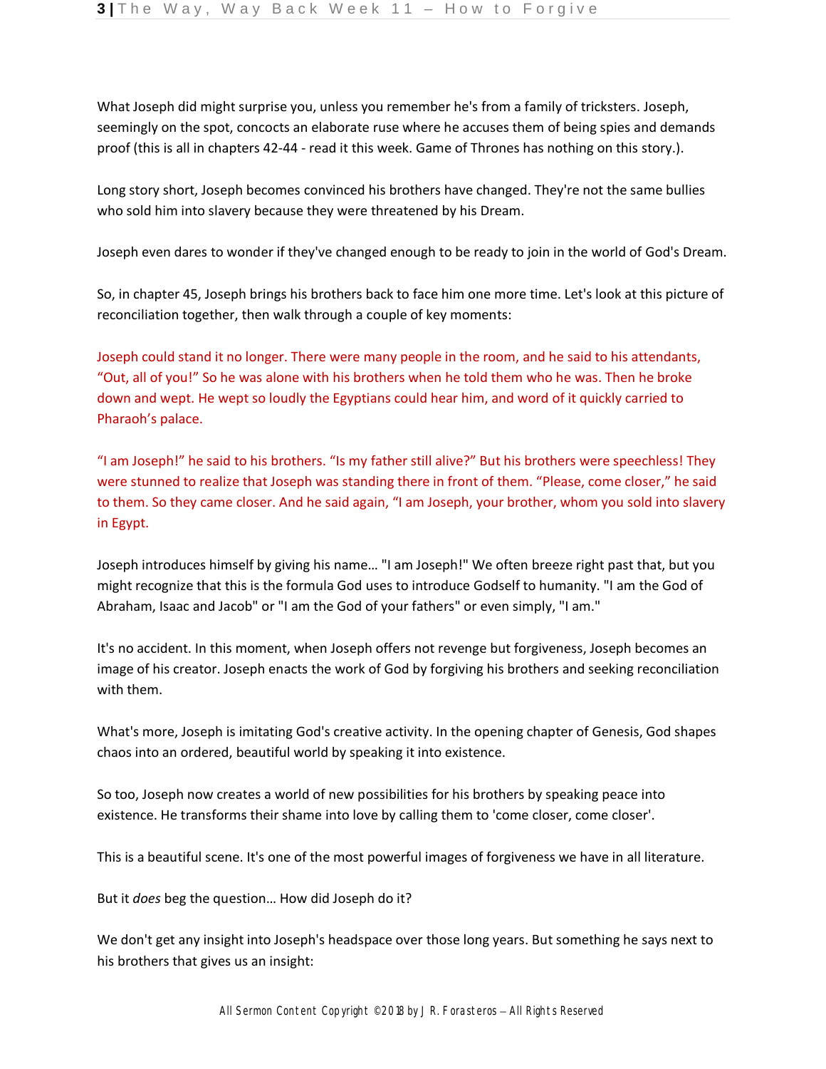What Joseph did might surprise you, unless you remember he's from a family of tricksters. Joseph, seemingly on the spot, concocts an elaborate ruse where he accuses them of being spies and demands proof (this is all in chapters 42-44 - read it this week. Game of Thrones has nothing on this story.).

Long story short, Joseph becomes convinced his brothers have changed. They're not the same bullies who sold him into slavery because they were threatened by his Dream.

Joseph even dares to wonder if they've changed enough to be ready to join in the world of God's Dream.

So, in chapter 45, Joseph brings his brothers back to face him one more time. Let's look at this picture of reconciliation together, then walk through a couple of key moments:

Joseph could stand it no longer. There were many people in the room, and he said to his attendants, "Out, all of you!" So he was alone with his brothers when he told them who he was. Then he broke down and wept. He wept so loudly the Egyptians could hear him, and word of it quickly carried to Pharaoh's palace.

"I am Joseph!" he said to his brothers. "Is my father still alive?" But his brothers were speechless! They were stunned to realize that Joseph was standing there in front of them. "Please, come closer," he said to them. So they came closer. And he said again, "I am Joseph, your brother, whom you sold into slavery in Egypt.

Joseph introduces himself by giving his name… "I am Joseph!" We often breeze right past that, but you might recognize that this is the formula God uses to introduce Godself to humanity. "I am the God of Abraham, Isaac and Jacob" or "I am the God of your fathers" or even simply, "I am."

It's no accident. In this moment, when Joseph offers not revenge but forgiveness, Joseph becomes an image of his creator. Joseph enacts the work of God by forgiving his brothers and seeking reconciliation with them.

What's more, Joseph is imitating God's creative activity. In the opening chapter of Genesis, God shapes chaos into an ordered, beautiful world by speaking it into existence.

So too, Joseph now creates a world of new possibilities for his brothers by speaking peace into existence. He transforms their shame into love by calling them to 'come closer, come closer'.

This is a beautiful scene. It's one of the most powerful images of forgiveness we have in all literature.

But it *does* beg the question… How did Joseph do it?

We don't get any insight into Joseph's headspace over those long years. But something he says next to his brothers that gives us an insight: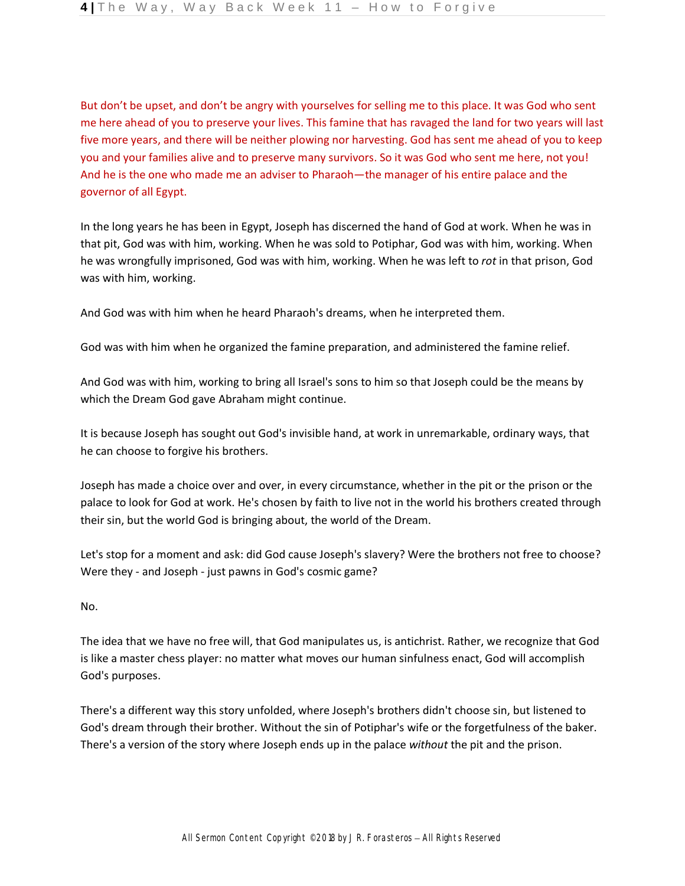But don't be upset, and don't be angry with yourselves for selling me to this place. It was God who sent me here ahead of you to preserve your lives. This famine that has ravaged the land for two years will last five more years, and there will be neither plowing nor harvesting. God has sent me ahead of you to keep you and your families alive and to preserve many survivors. So it was God who sent me here, not you! And he is the one who made me an adviser to Pharaoh—the manager of his entire palace and the governor of all Egypt.

In the long years he has been in Egypt, Joseph has discerned the hand of God at work. When he was in that pit, God was with him, working. When he was sold to Potiphar, God was with him, working. When he was wrongfully imprisoned, God was with him, working. When he was left to *rot* in that prison, God was with him, working.

And God was with him when he heard Pharaoh's dreams, when he interpreted them.

God was with him when he organized the famine preparation, and administered the famine relief.

And God was with him, working to bring all Israel's sons to him so that Joseph could be the means by which the Dream God gave Abraham might continue.

It is because Joseph has sought out God's invisible hand, at work in unremarkable, ordinary ways, that he can choose to forgive his brothers.

Joseph has made a choice over and over, in every circumstance, whether in the pit or the prison or the palace to look for God at work. He's chosen by faith to live not in the world his brothers created through their sin, but the world God is bringing about, the world of the Dream.

Let's stop for a moment and ask: did God cause Joseph's slavery? Were the brothers not free to choose? Were they - and Joseph - just pawns in God's cosmic game?

No.

The idea that we have no free will, that God manipulates us, is antichrist. Rather, we recognize that God is like a master chess player: no matter what moves our human sinfulness enact, God will accomplish God's purposes.

There's a different way this story unfolded, where Joseph's brothers didn't choose sin, but listened to God's dream through their brother. Without the sin of Potiphar's wife or the forgetfulness of the baker. There's a version of the story where Joseph ends up in the palace *without* the pit and the prison.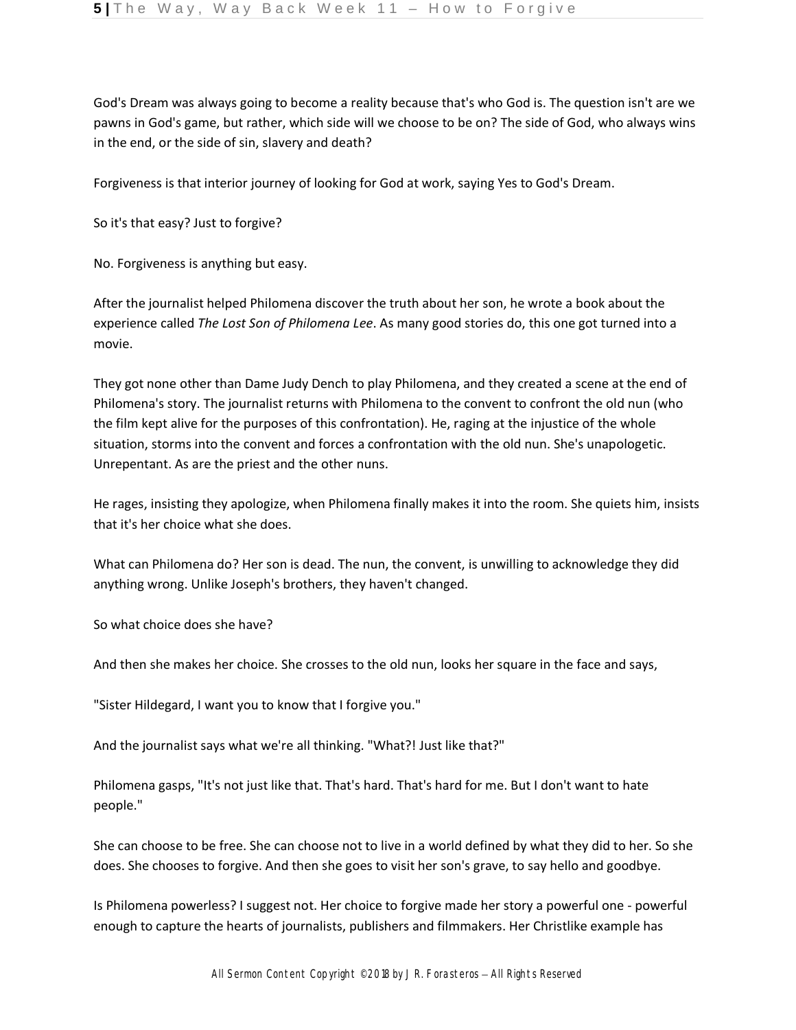God's Dream was always going to become a reality because that's who God is. The question isn't are we pawns in God's game, but rather, which side will we choose to be on? The side of God, who always wins in the end, or the side of sin, slavery and death?

Forgiveness is that interior journey of looking for God at work, saying Yes to God's Dream.

So it's that easy? Just to forgive?

No. Forgiveness is anything but easy.

After the journalist helped Philomena discover the truth about her son, he wrote a book about the experience called *The Lost Son of Philomena Lee*. As many good stories do, this one got turned into a movie.

They got none other than Dame Judy Dench to play Philomena, and they created a scene at the end of Philomena's story. The journalist returns with Philomena to the convent to confront the old nun (who the film kept alive for the purposes of this confrontation). He, raging at the injustice of the whole situation, storms into the convent and forces a confrontation with the old nun. She's unapologetic. Unrepentant. As are the priest and the other nuns.

He rages, insisting they apologize, when Philomena finally makes it into the room. She quiets him, insists that it's her choice what she does.

What can Philomena do? Her son is dead. The nun, the convent, is unwilling to acknowledge they did anything wrong. Unlike Joseph's brothers, they haven't changed.

So what choice does she have?

And then she makes her choice. She crosses to the old nun, looks her square in the face and says,

"Sister Hildegard, I want you to know that I forgive you."

And the journalist says what we're all thinking. "What?! Just like that?"

Philomena gasps, "It's not just like that. That's hard. That's hard for me. But I don't want to hate people."

She can choose to be free. She can choose not to live in a world defined by what they did to her. So she does. She chooses to forgive. And then she goes to visit her son's grave, to say hello and goodbye.

Is Philomena powerless? I suggest not. Her choice to forgive made her story a powerful one - powerful enough to capture the hearts of journalists, publishers and filmmakers. Her Christlike example has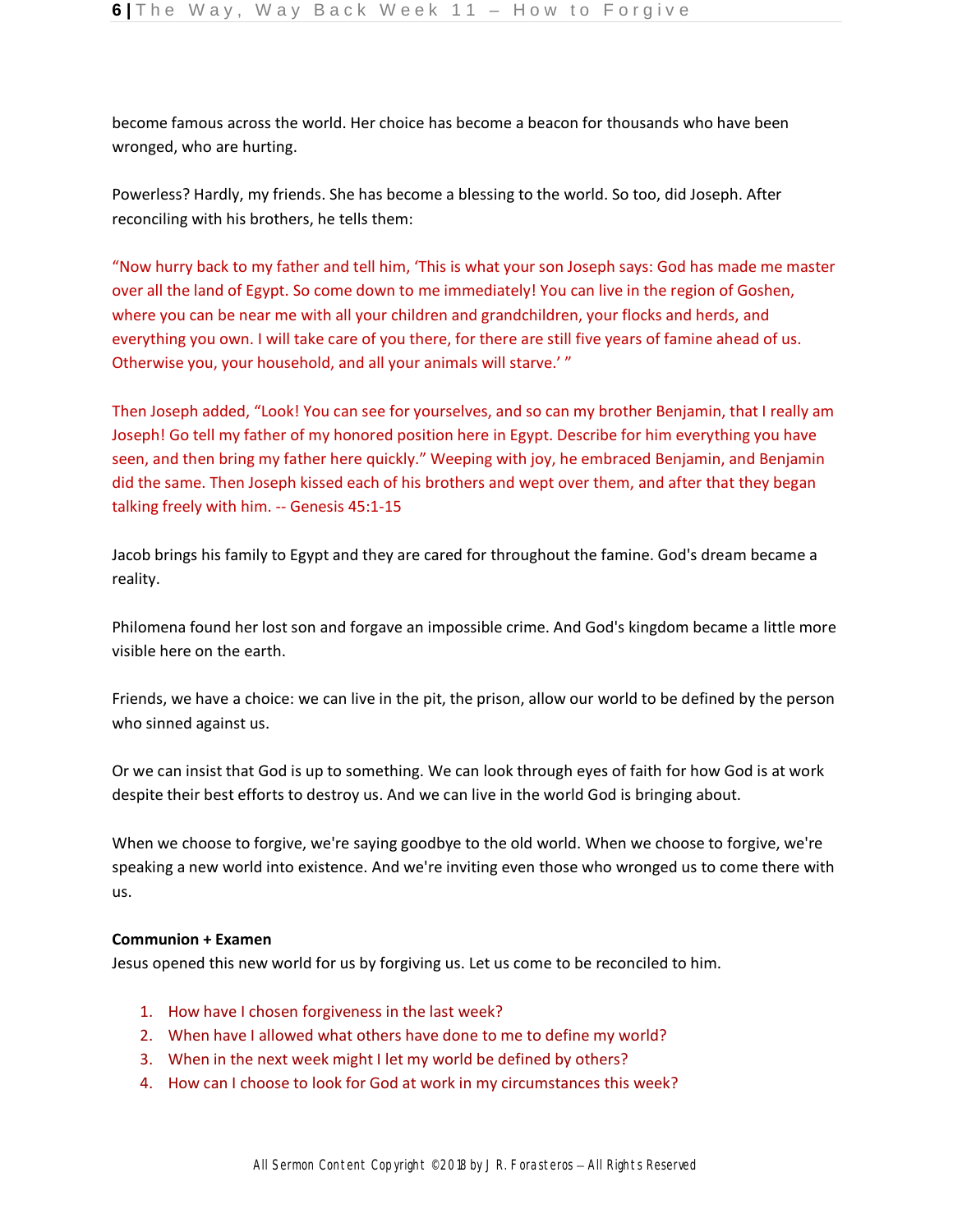become famous across the world. Her choice has become a beacon for thousands who have been wronged, who are hurting.

Powerless? Hardly, my friends. She has become a blessing to the world. So too, did Joseph. After reconciling with his brothers, he tells them:

“Now hurry back to my father and tell him, ‘This is what your son Joseph says: God has made me master over all the land of Egypt. So come down to me immediately! You can live in the region of Goshen, where you can be near me with all your children and grandchildren, your flocks and herds, and everything you own. I will take care of you there, for there are still five years of famine ahead of us. Otherwise you, your household, and all your animals will starve.’ ”

Then Joseph added, “Look! You can see for yourselves, and so can my brother Benjamin, that I really am Joseph! Go tell my father of my honored position here in Egypt. Describe for him everything you have seen, and then bring my father here quickly.” Weeping with joy, he embraced Benjamin, and Benjamin did the same. Then Joseph kissed each of his brothers and wept over them, and after that they began talking freely with him. -- Genesis 45:1-15

Jacob brings his family to Egypt and they are cared for throughout the famine. God's dream became a reality.

Philomena found her lost son and forgave an impossible crime. And God's kingdom became a little more visible here on the earth.

Friends, we have a choice: we can live in the pit, the prison, allow our world to be defined by the person who sinned against us.

Or we can insist that God is up to something. We can look through eyes of faith for how God is at work despite their best efforts to destroy us. And we can live in the world God is bringing about.

When we choose to forgive, we're saying goodbye to the old world. When we choose to forgive, we're speaking a new world into existence. And we're inviting even those who wronged us to come there with us.

**Communion + Examen**

Jesus opened this new world for us by forgiving us. Let us come to be reconciled to him.

1. How have I chosen forgiveness in the last week?
2. When have I allowed what others have done to me to define my world?
3. When in the next week might I let my world be defined by others?
4. How can I choose to look for God at work in my circumstances this week?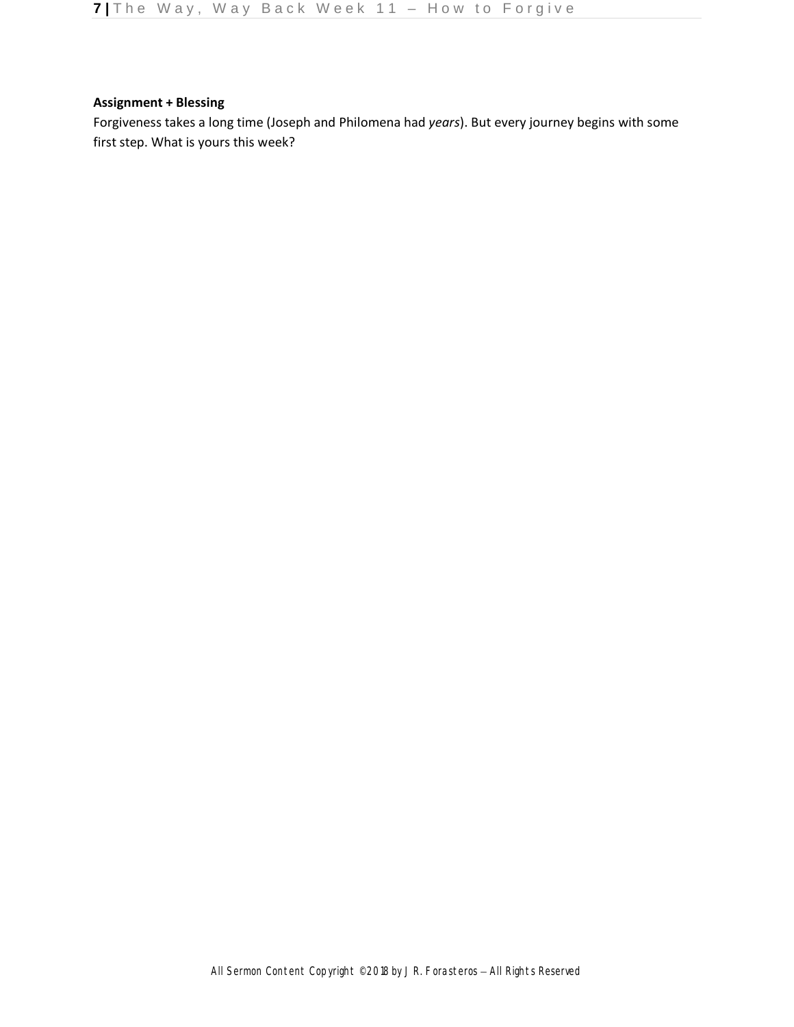**Assignment + Blessing**

Forgiveness takes a long time (Joseph and Philomena had *years*). But every journey begins with some first step. What is yours this week?